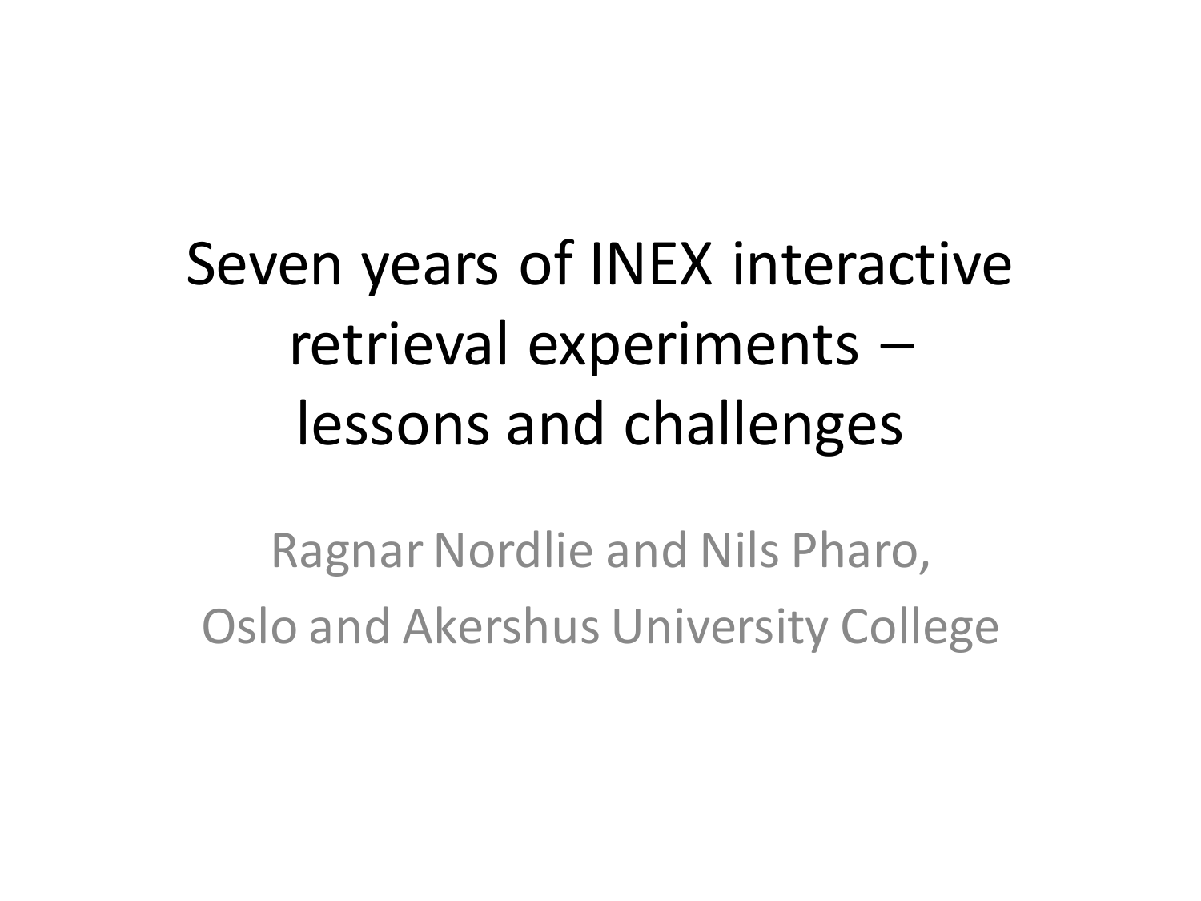# Seven years of INEX interactive retrieval experiments – lessons and challenges

Ragnar Nordlie and Nils Pharo,
Oslo and Akershus University College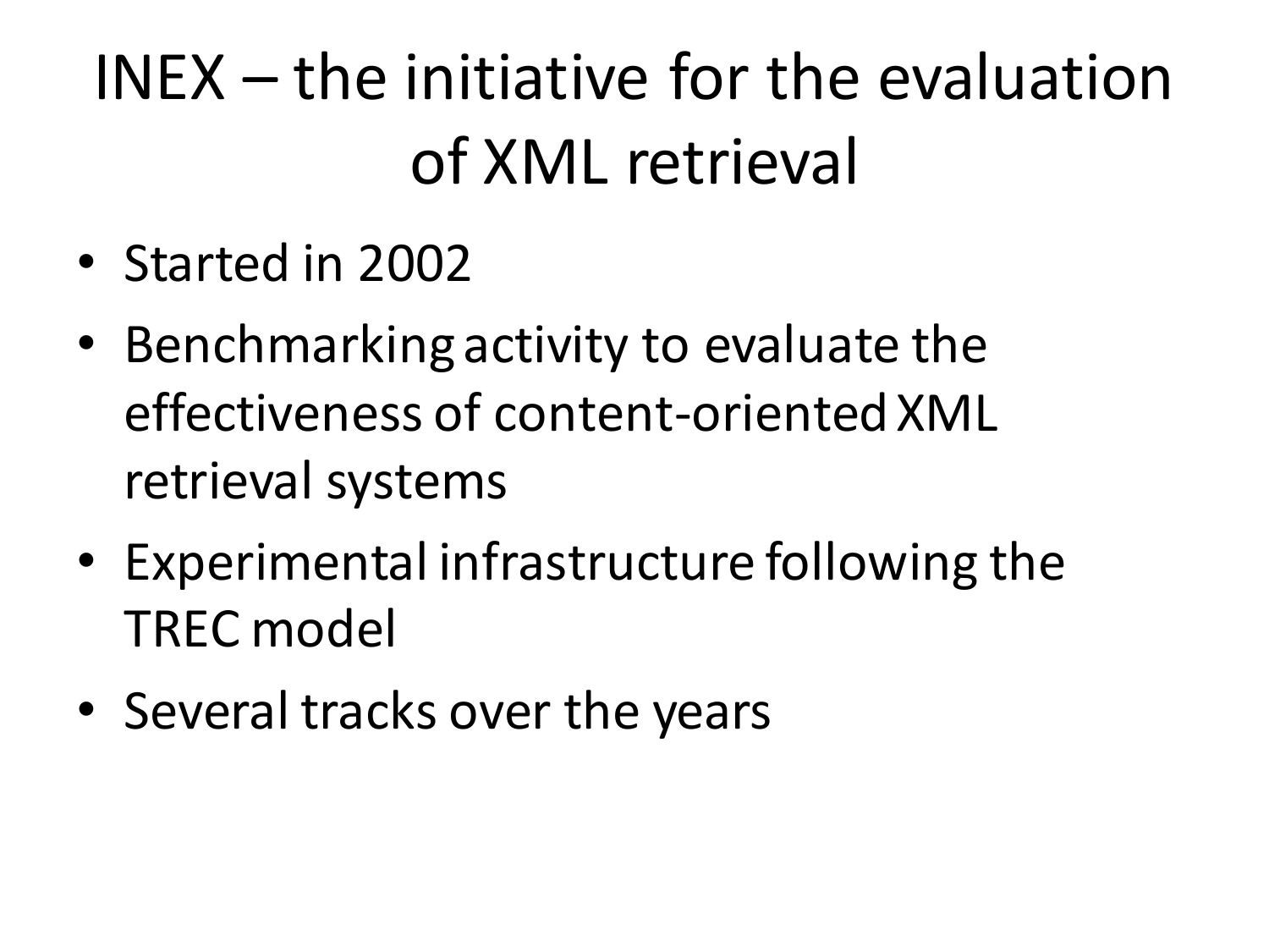# INEX – the initiative for the evaluation of XML retrieval

- Started in 2002
- Benchmarking activity to evaluate the effectiveness of content-oriented XML retrieval systems
- Experimental infrastructure following the TREC model
- Several tracks over the years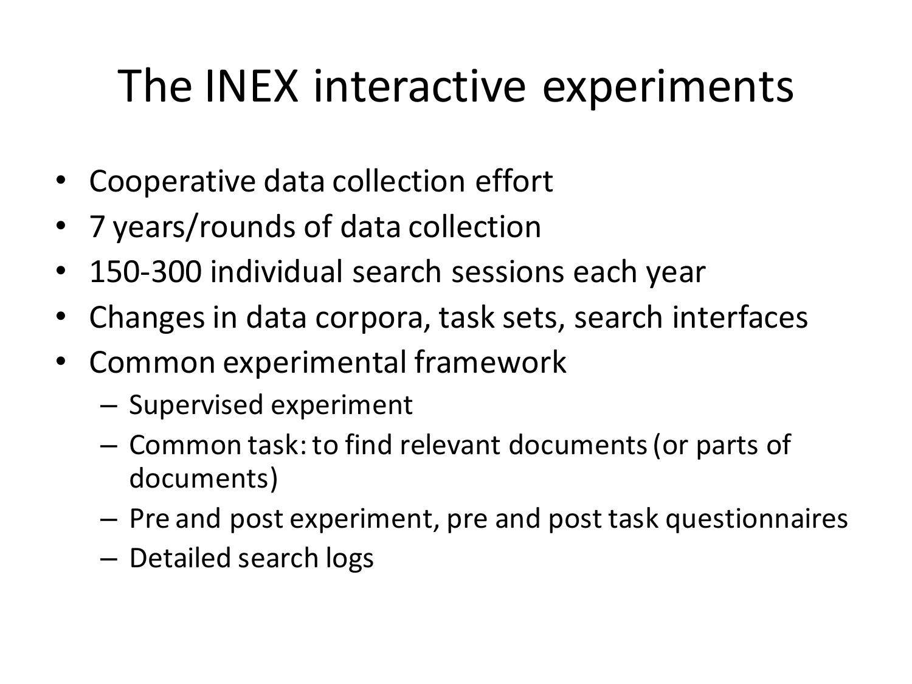# The INEX interactive experiments

- Cooperative data collection effort
- 7 years/rounds of data collection
- 150-300 individual search sessions each year
- Changes in data corpora, task sets, search interfaces
- Common experimental framework
  - Supervised experiment
  - Common task: to find relevant documents (or parts of documents)
  - Pre and post experiment, pre and post task questionnaires
  - Detailed search logs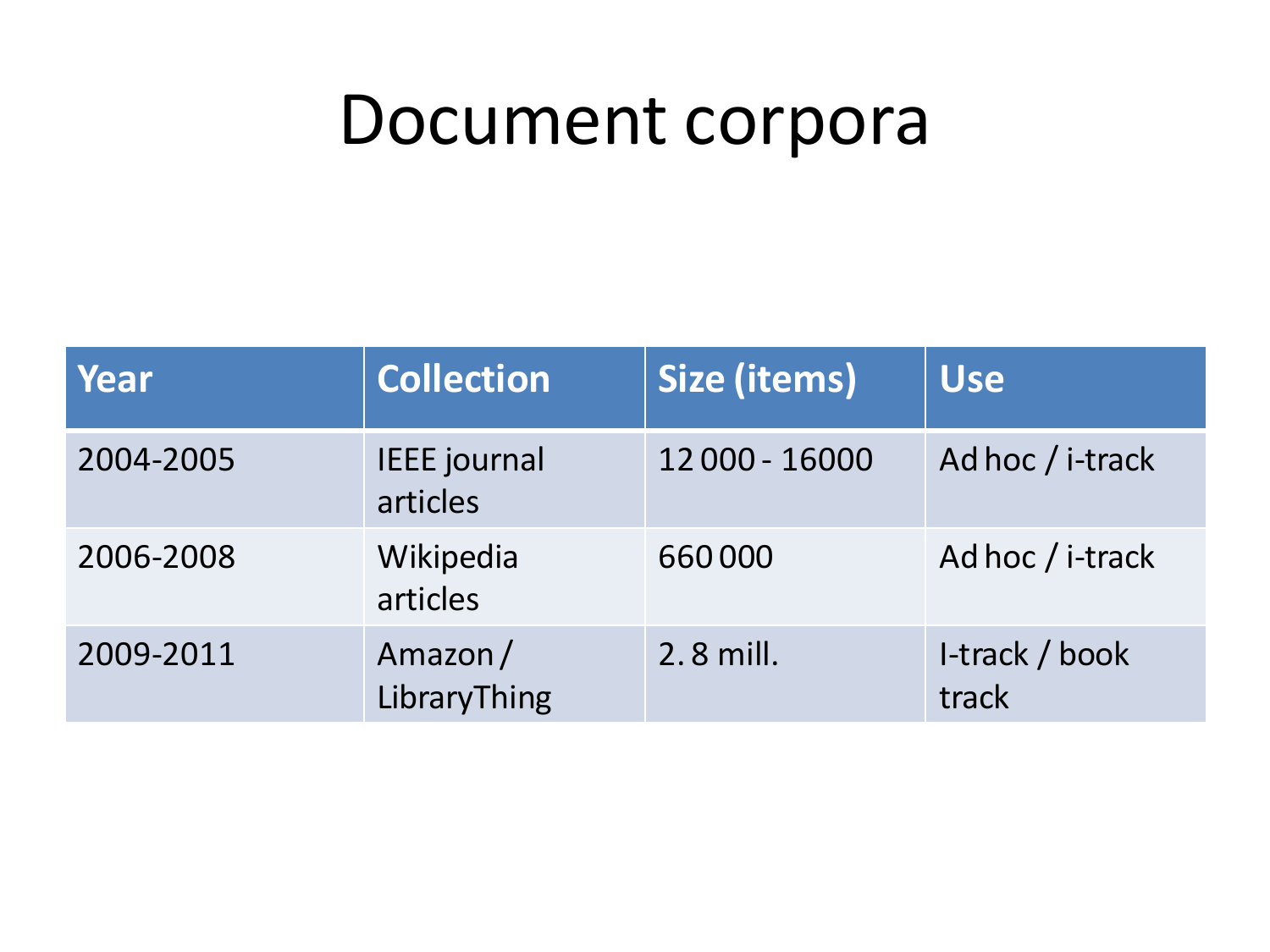# Document corpora

| Year | Collection | Size (items) | Use |
|---|---|---|---|
| 2004-2005 | IEEE journal articles | 12 000 - 16000 | Ad hoc / i-track |
| 2006-2008 | Wikipedia articles | 660 000 | Ad hoc / i-track |
| 2009-2011 | Amazon / LibraryThing | 2. 8 mill. | I-track / book track |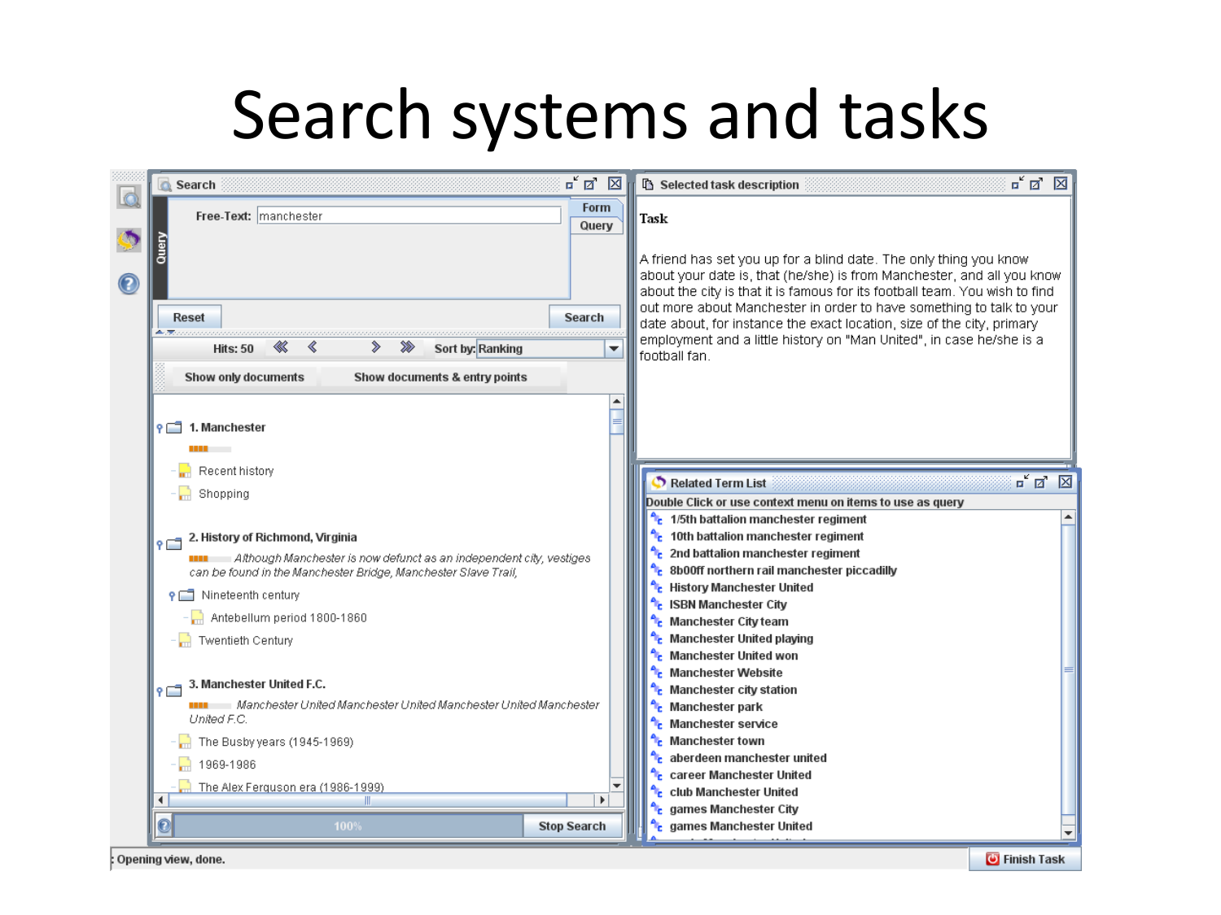# Search systems and tasks

**Search**

Free-Text: manchester

Form | Query

Reset | Search

Hits: 50 | Sort by: Ranking

Show only documents | Show documents & entry points

1. Manchester
   - Recent history
   - Shopping

2. History of Richmond, Virginia

   *Although Manchester is now defunct as an independent city, vestiges can be found in the Manchester Bridge, Manchester Slave Trail,*
   - Nineteenth century
     - Antebellum period 1800-1860
   - Twentieth Century

3. Manchester United F.C.

   *Manchester United Manchester United Manchester United Manchester United F.C.*
   - The Busby years (1945-1969)
   - 1969-1986
   - The Alex Ferguson era (1986-1999)

100% | Stop Search

**Selected task description**

**Task**

A friend has set you up for a blind date. The only thing you know about your date is, that (he/she) is from Manchester, and all you know about the city is that it is famous for its football team. You wish to find out more about Manchester in order to have something to talk to your date about, for instance the exact location, size of the city, primary employment and a little history on "Man United", in case he/she is a football fan.

**Related Term List**

Double Click or use context menu on items to use as query

- 1/5th battalion manchester regiment
- 10th battalion manchester regiment
- 2nd battalion manchester regiment
- 8b00ff northern rail manchester piccadilly
- History Manchester United
- ISBN Manchester City
- Manchester City team
- Manchester United playing
- Manchester United won
- Manchester Website
- Manchester city station
- Manchester park
- Manchester service
- Manchester town
- aberdeen manchester united
- career Manchester United
- club Manchester United
- games Manchester City
- games Manchester United

: Opening view, done.

Finish Task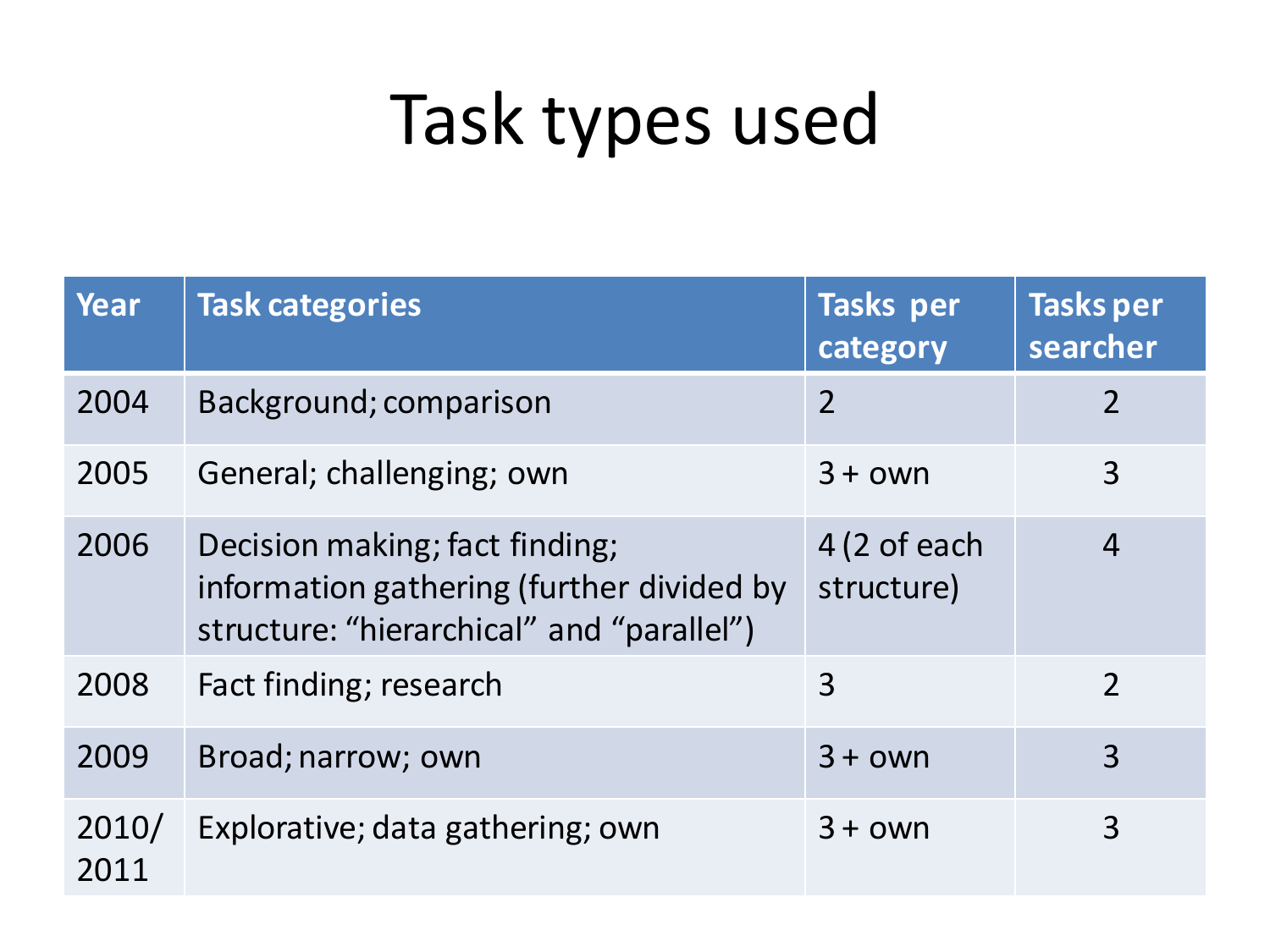# Task types used

| Year | Task categories | Tasks per category | Tasks per searcher |
|---|---|---|---|
| 2004 | Background; comparison | 2 | 2 |
| 2005 | General; challenging; own | 3 + own | 3 |
| 2006 | Decision making; fact finding; information gathering (further divided by structure: "hierarchical" and "parallel") | 4 (2 of each structure) | 4 |
| 2008 | Fact finding; research | 3 | 2 |
| 2009 | Broad; narrow; own | 3 + own | 3 |
| 2010/ 2011 | Explorative; data gathering; own | 3 + own | 3 |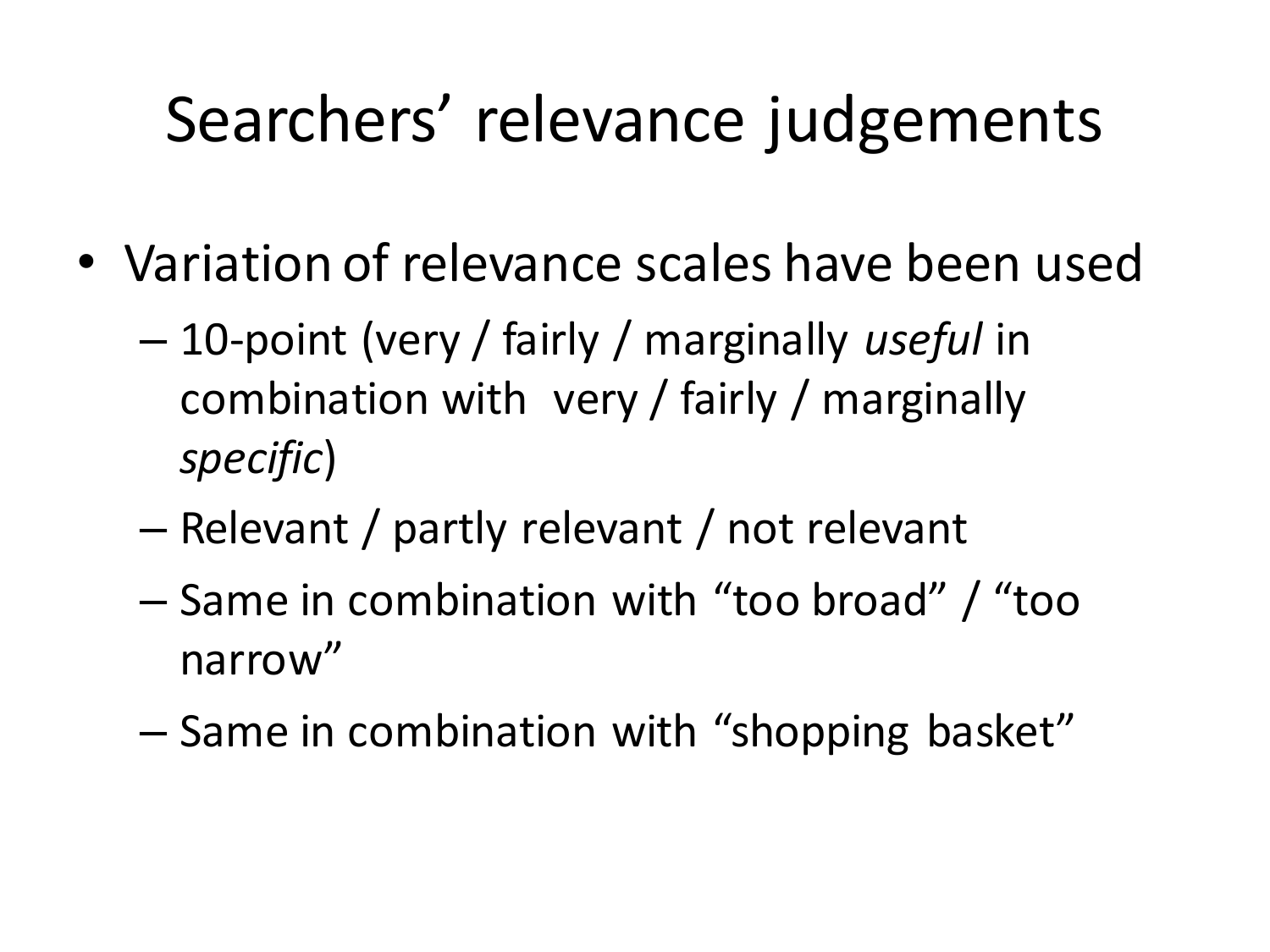# Searchers' relevance judgements

- Variation of relevance scales have been used
  - 10-point (very / fairly / marginally *useful* in combination with very / fairly / marginally *specific*)
  - Relevant / partly relevant / not relevant
  - Same in combination with "too broad" / "too narrow"
  - Same in combination with "shopping basket"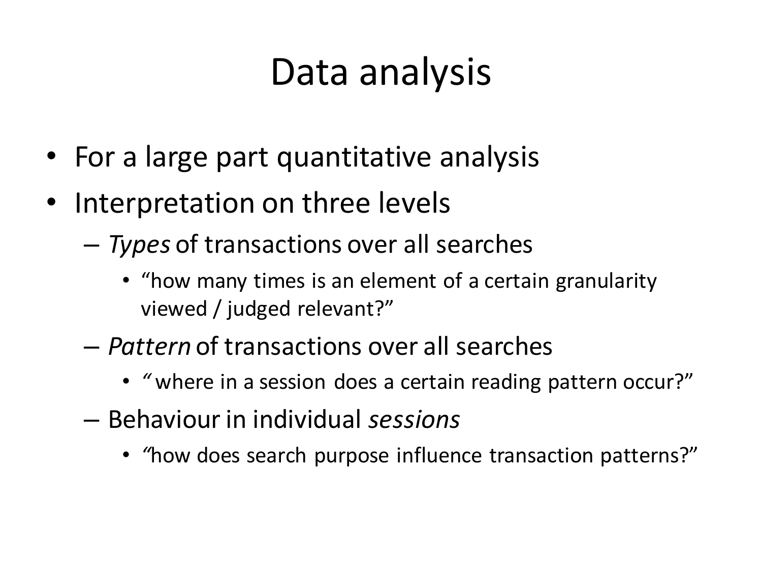# Data analysis

- For a large part quantitative analysis
- Interpretation on three levels
  - *Types* of transactions over all searches
    - "how many times is an element of a certain granularity viewed / judged relevant?"
  - *Pattern* of transactions over all searches
    - " where in a session does a certain reading pattern occur?"
  - Behaviour in individual *sessions*
    - "how does search purpose influence transaction patterns?"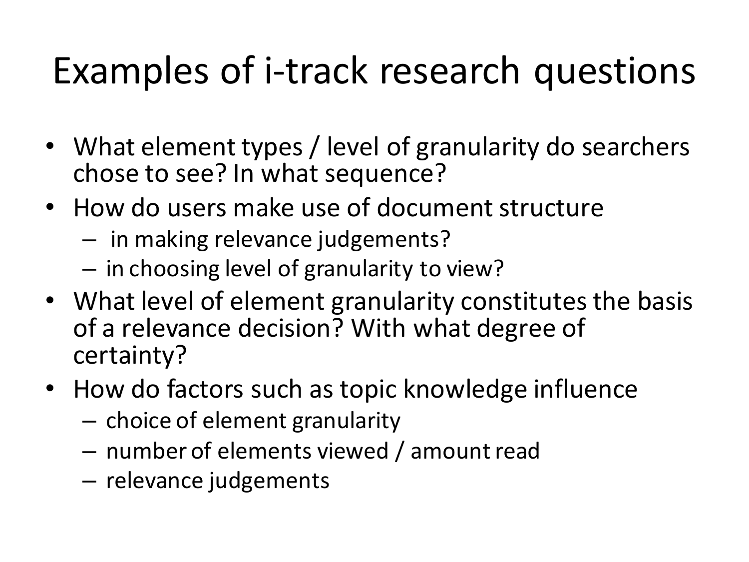# Examples of i-track research questions

- What element types / level of granularity do searchers chose to see? In what sequence?
- How do users make use of document structure
  - in making relevance judgements?
  - in choosing level of granularity to view?
- What level of element granularity constitutes the basis of a relevance decision? With what degree of certainty?
- How do factors such as topic knowledge influence
  - choice of element granularity
  - number of elements viewed / amount read
  - relevance judgements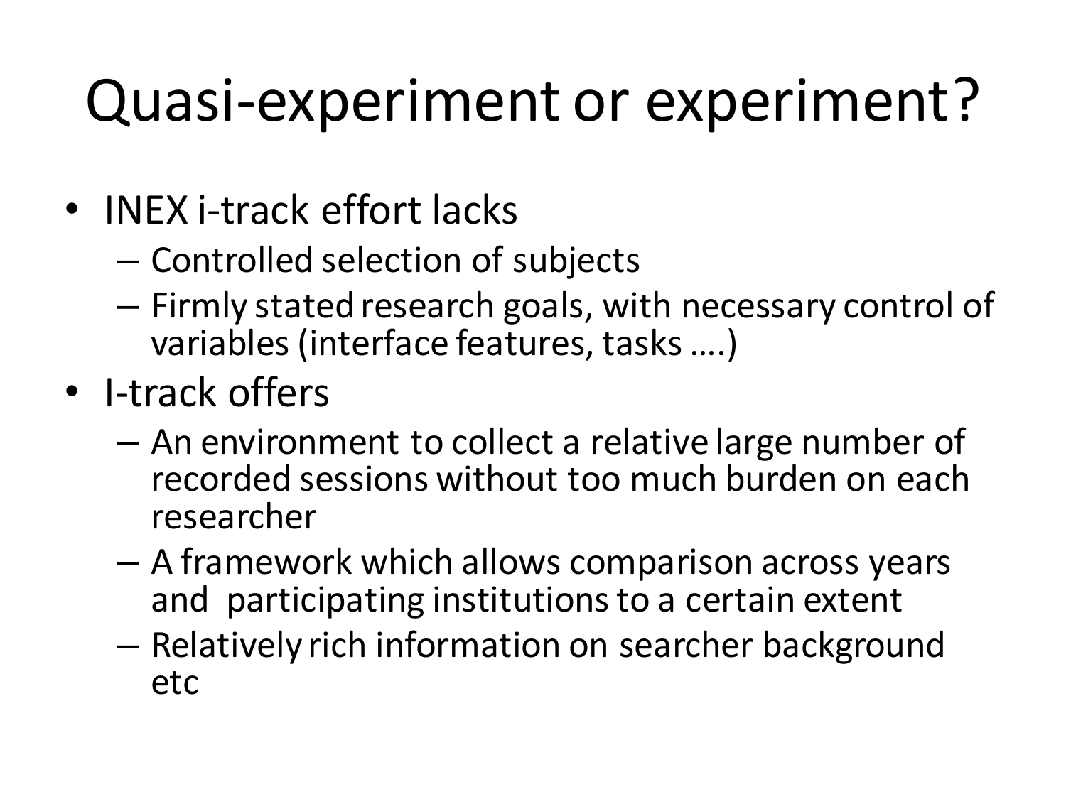# Quasi-experiment or experiment?

- INEX i-track effort lacks
  - Controlled selection of subjects
  - Firmly stated research goals, with necessary control of variables (interface features, tasks ….)
- I-track offers
  - An environment to collect a relative large number of recorded sessions without too much burden on each researcher
  - A framework which allows comparison across years and participating institutions to a certain extent
  - Relatively rich information on searcher background etc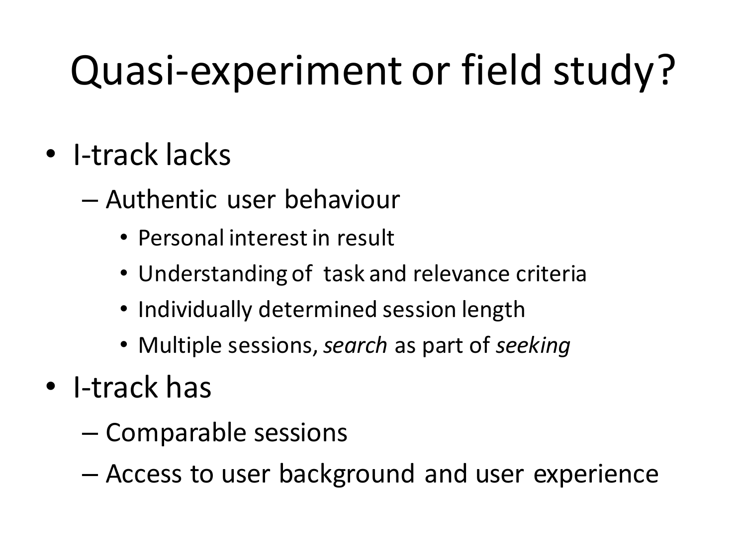# Quasi-experiment or field study?

- I-track lacks
  - Authentic user behaviour
    - Personal interest in result
    - Understanding of task and relevance criteria
    - Individually determined session length
    - Multiple sessions, *search* as part of *seeking*
- I-track has
  - Comparable sessions
  - Access to user background and user experience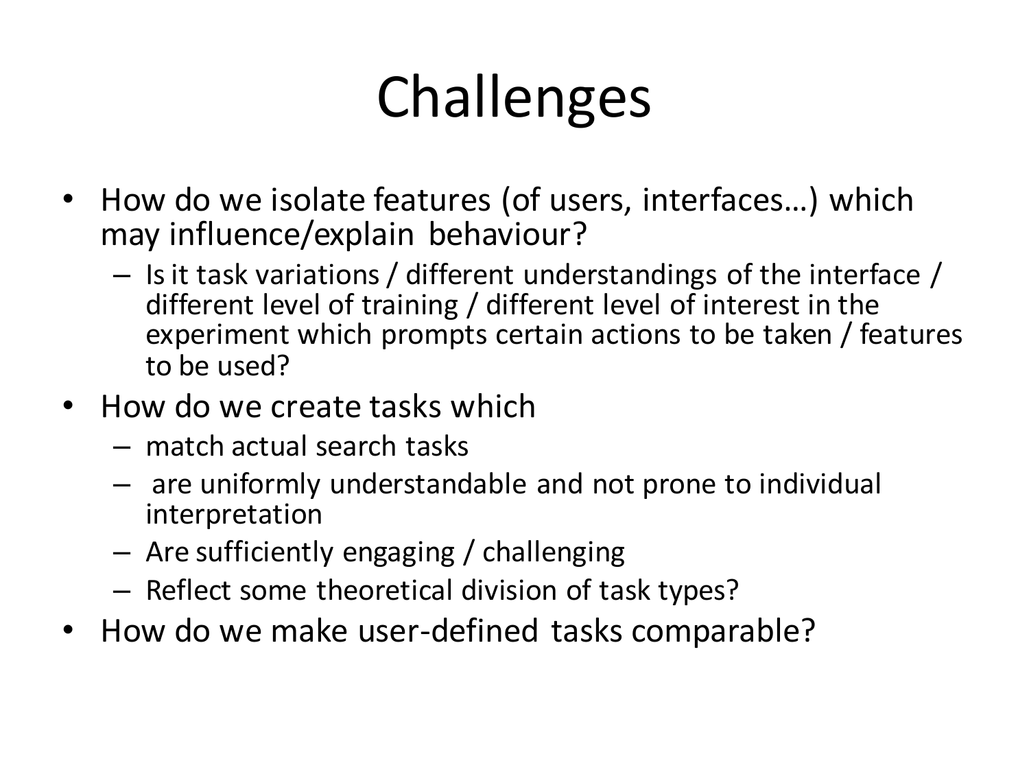# Challenges

- How do we isolate features (of users, interfaces…) which may influence/explain behaviour?
  - Is it task variations / different understandings of the interface / different level of training / different level of interest in the experiment which prompts certain actions to be taken / features to be used?
- How do we create tasks which
  - match actual search tasks
  - are uniformly understandable and not prone to individual interpretation
  - Are sufficiently engaging / challenging
  - Reflect some theoretical division of task types?
- How do we make user-defined tasks comparable?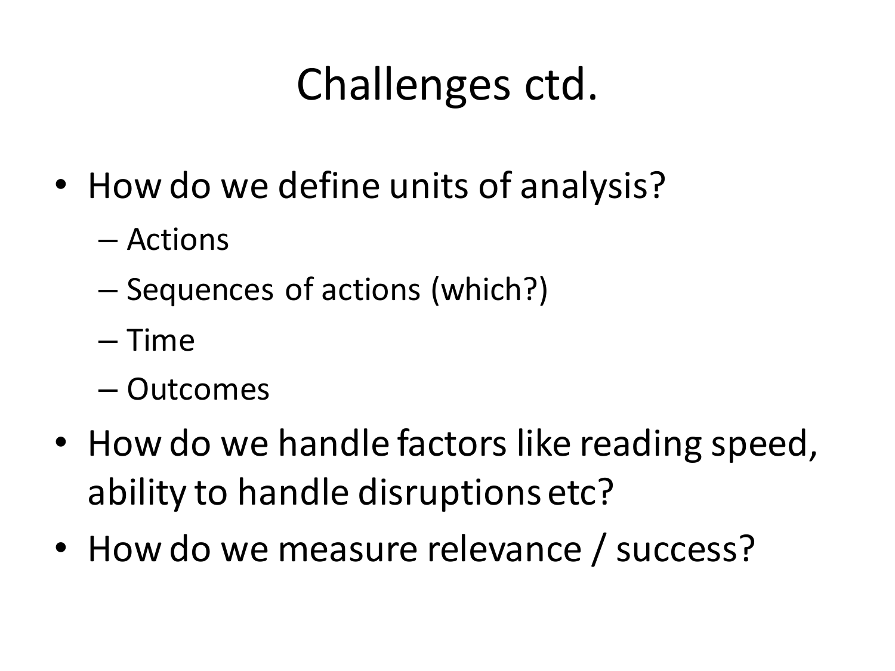# Challenges ctd.

- How do we define units of analysis?
  - Actions
  - Sequences of actions (which?)
  - Time
  - Outcomes
- How do we handle factors like reading speed, ability to handle disruptions etc?
- How do we measure relevance / success?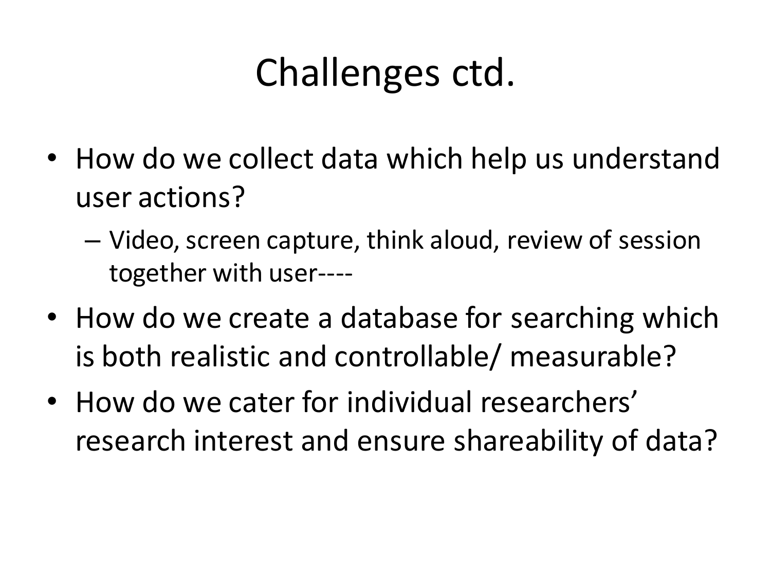# Challenges ctd.

- How do we collect data which help us understand user actions?
  - Video, screen capture, think aloud, review of session together with user----
- How do we create a database for searching which is both realistic and controllable/ measurable?
- How do we cater for individual researchers' research interest and ensure shareability of data?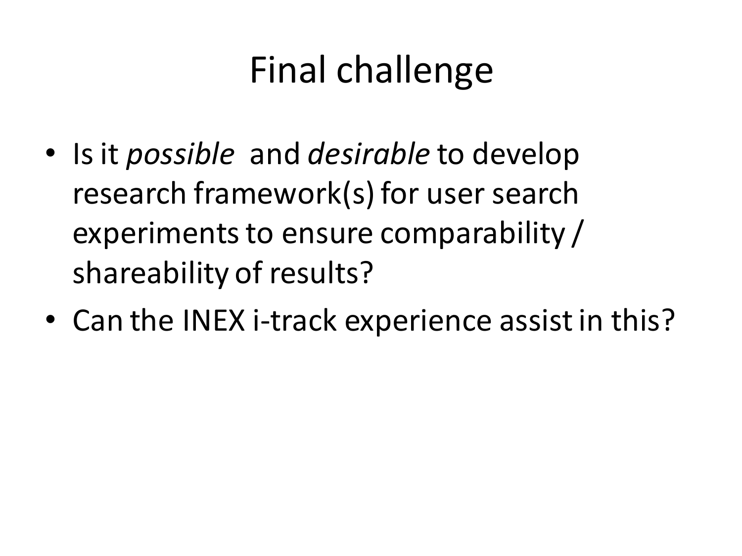# Final challenge

- Is it *possible* and *desirable* to develop research framework(s) for user search experiments to ensure comparability / shareability of results?
- Can the INEX i-track experience assist in this?